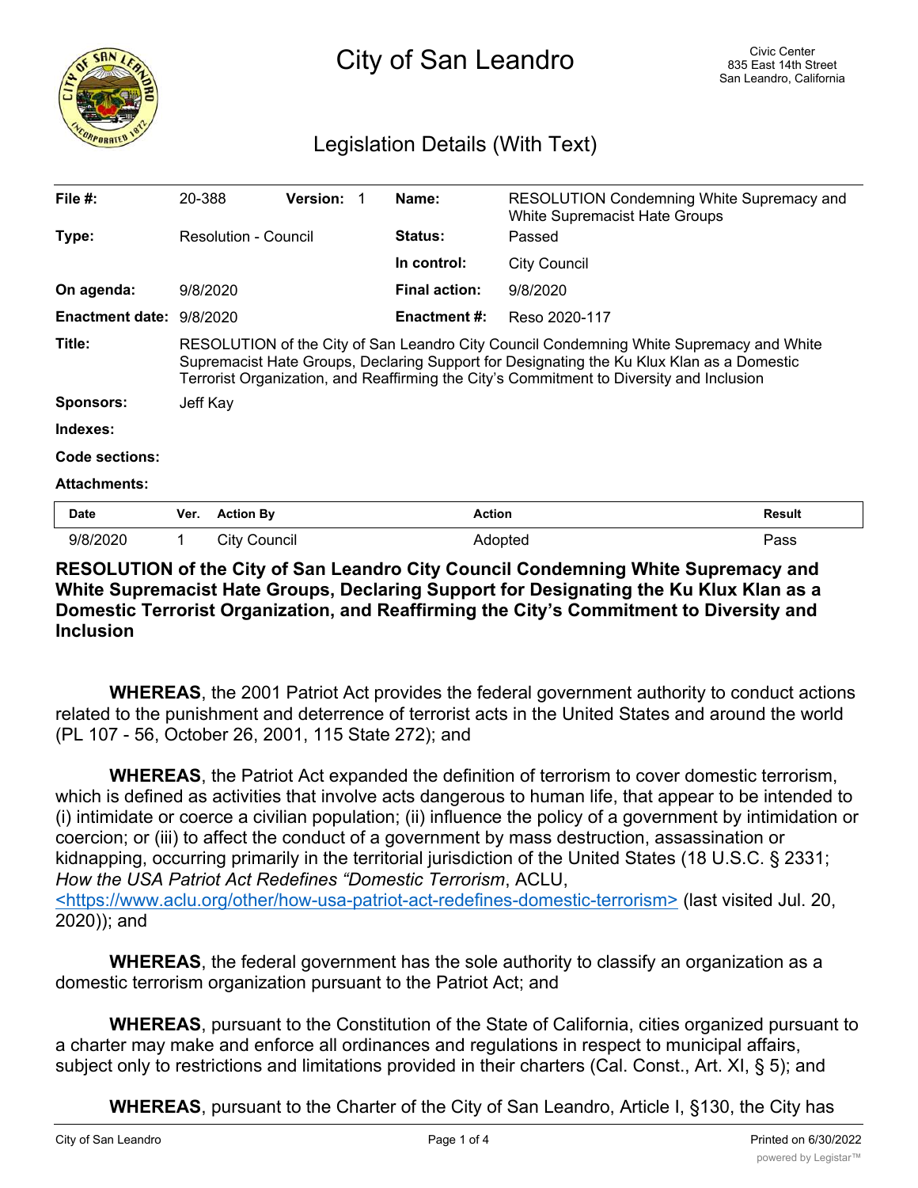# City of San Leandro

Civic Center
835 East 14th Street
San Leandro, California

## Legislation Details (With Text)

| | | | |
|---|---|---|---|
| **File #:** | 20-388 **Version:** 1 | **Name:** | RESOLUTION Condemning White Supremacy and White Supremacist Hate Groups |
| **Type:** | Resolution - Council | **Status:** | Passed |
| | | **In control:** | City Council |
| **On agenda:** | 9/8/2020 | **Final action:** | 9/8/2020 |
| **Enactment date:** | 9/8/2020 | **Enactment #:** | Reso 2020-117 |

**Title:** RESOLUTION of the City of San Leandro City Council Condemning White Supremacy and White Supremacist Hate Groups, Declaring Support for Designating the Ku Klux Klan as a Domestic Terrorist Organization, and Reaffirming the City's Commitment to Diversity and Inclusion

**Sponsors:** Jeff Kay

**Indexes:**

**Code sections:**

**Attachments:**

| Date | Ver. | Action By | Action | Result |
|---|---|---|---|---|
| 9/8/2020 | 1 | City Council | Adopted | Pass |

**RESOLUTION of the City of San Leandro City Council Condemning White Supremacy and White Supremacist Hate Groups, Declaring Support for Designating the Ku Klux Klan as a Domestic Terrorist Organization, and Reaffirming the City's Commitment to Diversity and Inclusion**

**WHEREAS**, the 2001 Patriot Act provides the federal government authority to conduct actions related to the punishment and deterrence of terrorist acts in the United States and around the world (PL 107 - 56, October 26, 2001, 115 State 272); and

**WHEREAS**, the Patriot Act expanded the definition of terrorism to cover domestic terrorism, which is defined as activities that involve acts dangerous to human life, that appear to be intended to (i) intimidate or coerce a civilian population; (ii) influence the policy of a government by intimidation or coercion; or (iii) to affect the conduct of a government by mass destruction, assassination or kidnapping, occurring primarily in the territorial jurisdiction of the United States (18 U.S.C. § 2331; *How the USA Patriot Act Redefines "Domestic Terrorism*, ACLU, <https://www.aclu.org/other/how-usa-patriot-act-redefines-domestic-terrorism> (last visited Jul. 20, 2020)); and

**WHEREAS**, the federal government has the sole authority to classify an organization as a domestic terrorism organization pursuant to the Patriot Act; and

**WHEREAS**, pursuant to the Constitution of the State of California, cities organized pursuant to a charter may make and enforce all ordinances and regulations in respect to municipal affairs, subject only to restrictions and limitations provided in their charters (Cal. Const., Art. XI, § 5); and

**WHEREAS**, pursuant to the Charter of the City of San Leandro, Article I, §130, the City has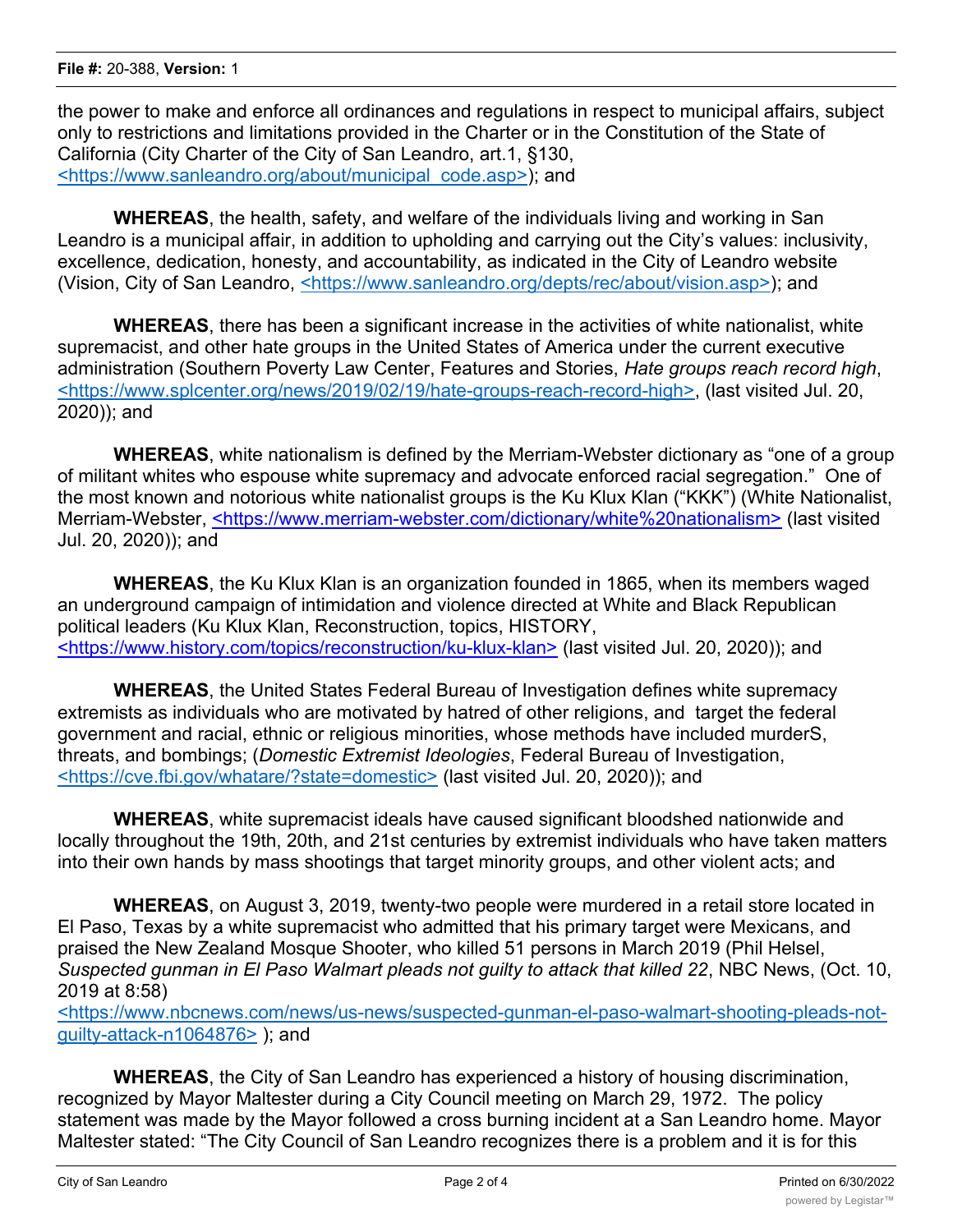the power to make and enforce all ordinances and regulations in respect to municipal affairs, subject only to restrictions and limitations provided in the Charter or in the Constitution of the State of California (City Charter of the City of San Leandro, art.1, §130, <https://www.sanleandro.org/about/municipal_code.asp>); and

**WHEREAS**, the health, safety, and welfare of the individuals living and working in San Leandro is a municipal affair, in addition to upholding and carrying out the City's values: inclusivity, excellence, dedication, honesty, and accountability, as indicated in the City of Leandro website (Vision, City of San Leandro, <https://www.sanleandro.org/depts/rec/about/vision.asp>); and

**WHEREAS**, there has been a significant increase in the activities of white nationalist, white supremacist, and other hate groups in the United States of America under the current executive administration (Southern Poverty Law Center, Features and Stories, *Hate groups reach record high*, <https://www.splcenter.org/news/2019/02/19/hate-groups-reach-record-high>, (last visited Jul. 20, 2020)); and

**WHEREAS**, white nationalism is defined by the Merriam-Webster dictionary as "one of a group of militant whites who espouse white supremacy and advocate enforced racial segregation." One of the most known and notorious white nationalist groups is the Ku Klux Klan ("KKK") (White Nationalist, Merriam-Webster, <https://www.merriam-webster.com/dictionary/white%20nationalism> (last visited Jul. 20, 2020)); and

**WHEREAS**, the Ku Klux Klan is an organization founded in 1865, when its members waged an underground campaign of intimidation and violence directed at White and Black Republican political leaders (Ku Klux Klan, Reconstruction, topics, HISTORY, <https://www.history.com/topics/reconstruction/ku-klux-klan> (last visited Jul. 20, 2020)); and

**WHEREAS**, the United States Federal Bureau of Investigation defines white supremacy extremists as individuals who are motivated by hatred of other religions, and target the federal government and racial, ethnic or religious minorities, whose methods have included murderS, threats, and bombings; (*Domestic Extremist Ideologies*, Federal Bureau of Investigation, <https://cve.fbi.gov/whatare/?state=domestic> (last visited Jul. 20, 2020)); and

**WHEREAS**, white supremacist ideals have caused significant bloodshed nationwide and locally throughout the 19th, 20th, and 21st centuries by extremist individuals who have taken matters into their own hands by mass shootings that target minority groups, and other violent acts; and

**WHEREAS**, on August 3, 2019, twenty-two people were murdered in a retail store located in El Paso, Texas by a white supremacist who admitted that his primary target were Mexicans, and praised the New Zealand Mosque Shooter, who killed 51 persons in March 2019 (Phil Helsel, *Suspected gunman in El Paso Walmart pleads not guilty to attack that killed 22*, NBC News, (Oct. 10, 2019 at 8:58) <https://www.nbcnews.com/news/us-news/suspected-gunman-el-paso-walmart-shooting-pleads-not-guilty-attack-n1064876> ); and

**WHEREAS**, the City of San Leandro has experienced a history of housing discrimination, recognized by Mayor Maltester during a City Council meeting on March 29, 1972. The policy statement was made by the Mayor followed a cross burning incident at a San Leandro home. Mayor Maltester stated: "The City Council of San Leandro recognizes there is a problem and it is for this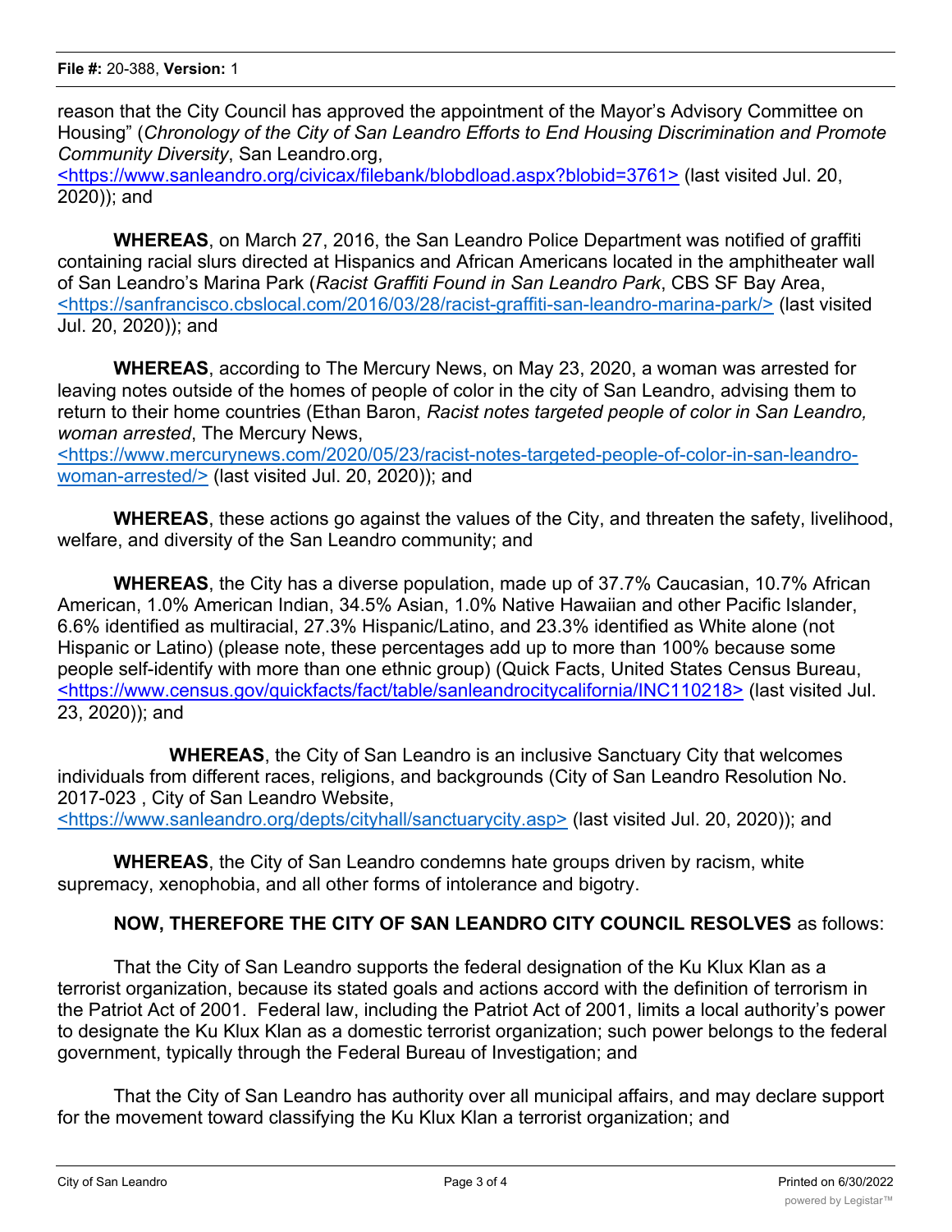reason that the City Council has approved the appointment of the Mayor's Advisory Committee on Housing" (*Chronology of the City of San Leandro Efforts to End Housing Discrimination and Promote Community Diversity*, San Leandro.org, <https://www.sanleandro.org/civicax/filebank/blobdload.aspx?blobid=3761> (last visited Jul. 20, 2020)); and

**WHEREAS**, on March 27, 2016, the San Leandro Police Department was notified of graffiti containing racial slurs directed at Hispanics and African Americans located in the amphitheater wall of San Leandro's Marina Park (*Racist Graffiti Found in San Leandro Park*, CBS SF Bay Area, <https://sanfrancisco.cbslocal.com/2016/03/28/racist-graffiti-san-leandro-marina-park/> (last visited Jul. 20, 2020)); and

**WHEREAS**, according to The Mercury News, on May 23, 2020, a woman was arrested for leaving notes outside of the homes of people of color in the city of San Leandro, advising them to return to their home countries (Ethan Baron, *Racist notes targeted people of color in San Leandro, woman arrested*, The Mercury News, <https://www.mercurynews.com/2020/05/23/racist-notes-targeted-people-of-color-in-san-leandro-woman-arrested/> (last visited Jul. 20, 2020)); and

**WHEREAS**, these actions go against the values of the City, and threaten the safety, livelihood, welfare, and diversity of the San Leandro community; and

**WHEREAS**, the City has a diverse population, made up of 37.7% Caucasian, 10.7% African American, 1.0% American Indian, 34.5% Asian, 1.0% Native Hawaiian and other Pacific Islander, 6.6% identified as multiracial, 27.3% Hispanic/Latino, and 23.3% identified as White alone (not Hispanic or Latino) (please note, these percentages add up to more than 100% because some people self-identify with more than one ethnic group) (Quick Facts, United States Census Bureau, <https://www.census.gov/quickfacts/fact/table/sanleandrocitycalifornia/INC110218> (last visited Jul. 23, 2020)); and

**WHEREAS**, the City of San Leandro is an inclusive Sanctuary City that welcomes individuals from different races, religions, and backgrounds (City of San Leandro Resolution No. 2017-023 , City of San Leandro Website, <https://www.sanleandro.org/depts/cityhall/sanctuarycity.asp> (last visited Jul. 20, 2020)); and

**WHEREAS**, the City of San Leandro condemns hate groups driven by racism, white supremacy, xenophobia, and all other forms of intolerance and bigotry.

**NOW, THEREFORE THE CITY OF SAN LEANDRO CITY COUNCIL RESOLVES** as follows:

That the City of San Leandro supports the federal designation of the Ku Klux Klan as a terrorist organization, because its stated goals and actions accord with the definition of terrorism in the Patriot Act of 2001. Federal law, including the Patriot Act of 2001, limits a local authority's power to designate the Ku Klux Klan as a domestic terrorist organization; such power belongs to the federal government, typically through the Federal Bureau of Investigation; and

That the City of San Leandro has authority over all municipal affairs, and may declare support for the movement toward classifying the Ku Klux Klan a terrorist organization; and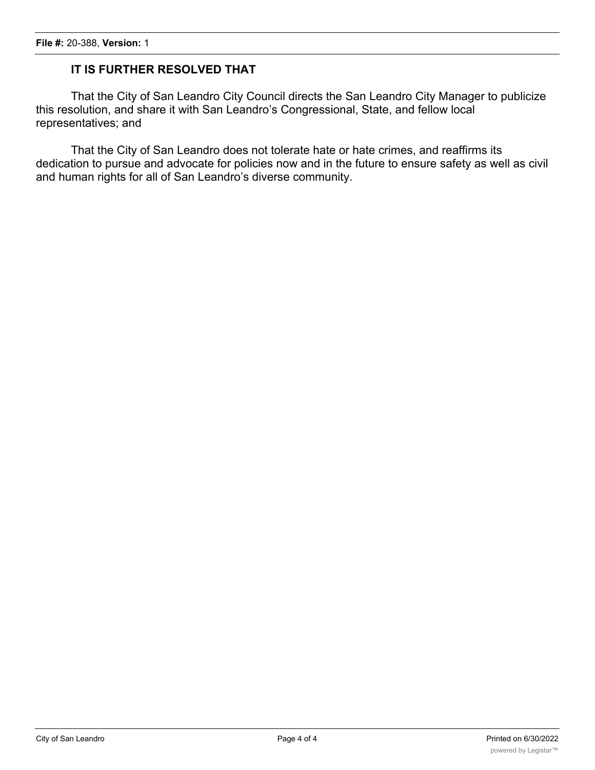**IT IS FURTHER RESOLVED THAT**

That the City of San Leandro City Council directs the San Leandro City Manager to publicize this resolution, and share it with San Leandro's Congressional, State, and fellow local representatives; and

That the City of San Leandro does not tolerate hate or hate crimes, and reaffirms its dedication to pursue and advocate for policies now and in the future to ensure safety as well as civil and human rights for all of San Leandro's diverse community.